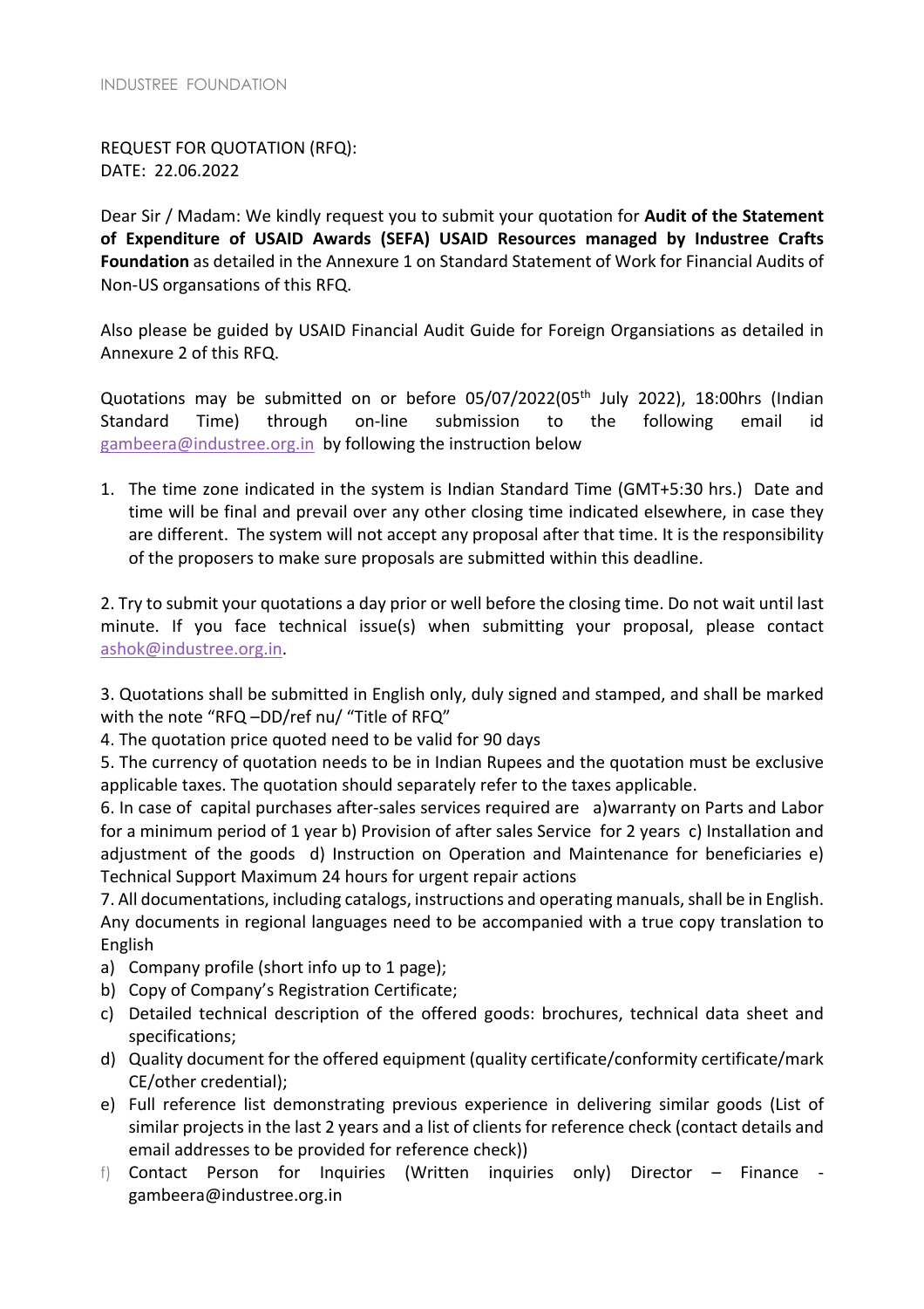INDUSTREE FOUNDATION

REQUEST FOR QUOTATION (RFQ):
DATE: 22.06.2022

Dear Sir / Madam: We kindly request you to submit your quotation for **Audit of the Statement of Expenditure of USAID Awards (SEFA) USAID Resources managed by Industree Crafts Foundation** as detailed in the Annexure 1 on Standard Statement of Work for Financial Audits of Non-US organsations of this RFQ.

Also please be guided by USAID Financial Audit Guide for Foreign Organsiations as detailed in Annexure 2 of this RFQ.

Quotations may be submitted on or before 05/07/2022(05th July 2022), 18:00hrs (Indian Standard Time) through on-line submission to the following email id gambeera@industree.org.in by following the instruction below

1. The time zone indicated in the system is Indian Standard Time (GMT+5:30 hrs.) Date and time will be final and prevail over any other closing time indicated elsewhere, in case they are different. The system will not accept any proposal after that time. It is the responsibility of the proposers to make sure proposals are submitted within this deadline.

2. Try to submit your quotations a day prior or well before the closing time. Do not wait until last minute. If you face technical issue(s) when submitting your proposal, please contact ashok@industree.org.in.

3. Quotations shall be submitted in English only, duly signed and stamped, and shall be marked with the note "RFQ –DD/ref nu/ "Title of RFQ"

4. The quotation price quoted need to be valid for 90 days

5. The currency of quotation needs to be in Indian Rupees and the quotation must be exclusive applicable taxes. The quotation should separately refer to the taxes applicable.

6. In case of capital purchases after-sales services required are a)warranty on Parts and Labor for a minimum period of 1 year b) Provision of after sales Service for 2 years c) Installation and adjustment of the goods d) Instruction on Operation and Maintenance for beneficiaries e) Technical Support Maximum 24 hours for urgent repair actions

7. All documentations, including catalogs, instructions and operating manuals, shall be in English. Any documents in regional languages need to be accompanied with a true copy translation to English

a) Company profile (short info up to 1 page);
b) Copy of Company's Registration Certificate;
c) Detailed technical description of the offered goods: brochures, technical data sheet and specifications;
d) Quality document for the offered equipment (quality certificate/conformity certificate/mark CE/other credential);
e) Full reference list demonstrating previous experience in delivering similar goods (List of similar projects in the last 2 years and a list of clients for reference check (contact details and email addresses to be provided for reference check))
f) Contact Person for Inquiries (Written inquiries only) Director – Finance - gambeera@industree.org.in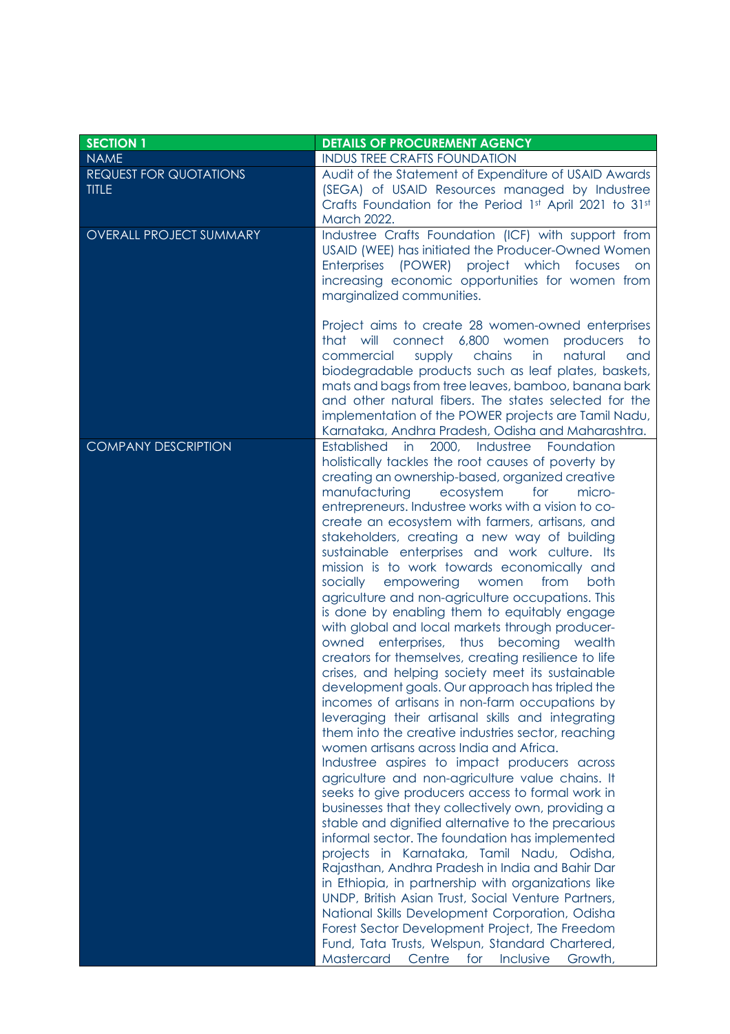| SECTION 1 | DETAILS OF PROCUREMENT AGENCY |
|---|---|
| NAME | INDUS TREE CRAFTS FOUNDATION |
| REQUEST FOR QUOTATIONS TITLE | Audit of the Statement of Expenditure of USAID Awards (SEGA) of USAID Resources managed by Industree Crafts Foundation for the Period 1st April 2021 to 31st March 2022. |
| OVERALL PROJECT SUMMARY | Industree Crafts Foundation (ICF) with support from USAID (WEE) has initiated the Producer-Owned Women Enterprises (POWER) project which focuses on increasing economic opportunities for women from marginalized communities.<br><br>Project aims to create 28 women-owned enterprises that will connect 6,800 women producers to commercial supply chains in natural and biodegradable products such as leaf plates, baskets, mats and bags from tree leaves, bamboo, banana bark and other natural fibers. The states selected for the implementation of the POWER projects are Tamil Nadu, Karnataka, Andhra Pradesh, Odisha and Maharashtra. |
| COMPANY DESCRIPTION | Established in 2000, Industree Foundation holistically tackles the root causes of poverty by creating an ownership-based, organized creative manufacturing ecosystem for micro-entrepreneurs. Industree works with a vision to co-create an ecosystem with farmers, artisans, and stakeholders, creating a new way of building sustainable enterprises and work culture. Its mission is to work towards economically and socially empowering women from both agriculture and non-agriculture occupations. This is done by enabling them to equitably engage with global and local markets through producer-owned enterprises, thus becoming wealth creators for themselves, creating resilience to life crises, and helping society meet its sustainable development goals. Our approach has tripled the incomes of artisans in non-farm occupations by leveraging their artisanal skills and integrating them into the creative industries sector, reaching women artisans across India and Africa.<br>Industree aspires to impact producers across agriculture and non-agriculture value chains. It seeks to give producers access to formal work in businesses that they collectively own, providing a stable and dignified alternative to the precarious informal sector. The foundation has implemented projects in Karnataka, Tamil Nadu, Odisha, Rajasthan, Andhra Pradesh in India and Bahir Dar in Ethiopia, in partnership with organizations like UNDP, British Asian Trust, Social Venture Partners, National Skills Development Corporation, Odisha Forest Sector Development Project, The Freedom Fund, Tata Trusts, Welspun, Standard Chartered, Mastercard Centre for Inclusive Growth, |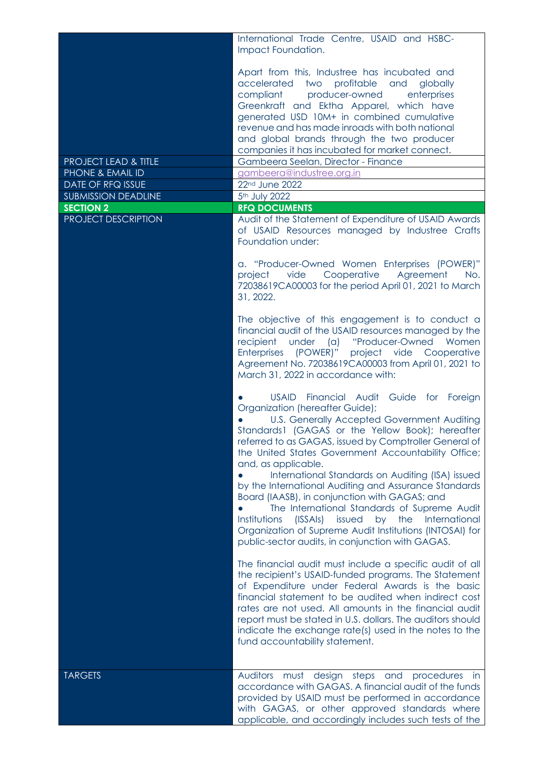| | |
|---|---|
| | International Trade Centre, USAID and HSBC-Impact Foundation.<br><br>Apart from this, Industree has incubated and accelerated two profitable and globally compliant producer-owned enterprises Greenkraft and Ektha Apparel, which have generated USD 10M+ in combined cumulative revenue and has made inroads with both national and global brands through the two producer companies it has incubated for market connect. |
| PROJECT LEAD & TITLE | Gambeera Seelan, Director - Finance |
| PHONE & EMAIL ID | gambeera@industree.org.in |
| DATE OF RFQ ISSUE | 22nd June 2022 |
| SUBMISSION DEADLINE | 5th July 2022 |
| **SECTION 2** | **RFQ DOCUMENTS** |
| PROJECT DESCRIPTION | Audit of the Statement of Expenditure of USAID Awards of USAID Resources managed by Industree Crafts Foundation under:<br><br>a. "Producer-Owned Women Enterprises (POWER)" project vide Cooperative Agreement No. 72038619CA00003 for the period April 01, 2021 to March 31, 2022.<br><br>The objective of this engagement is to conduct a financial audit of the USAID resources managed by the recipient under (a) "Producer-Owned Women Enterprises (POWER)" project vide Cooperative Agreement No. 72038619CA00003 from April 01, 2021 to March 31, 2022 in accordance with:<br><br>● USAID Financial Audit Guide for Foreign Organization (hereafter Guide);<br>● U.S. Generally Accepted Government Auditing Standards1 (GAGAS or the Yellow Book); hereafter referred to as GAGAS, issued by Comptroller General of the United States Government Accountability Office; and, as applicable.<br>● International Standards on Auditing (ISA) issued by the International Auditing and Assurance Standards Board (IAASB), in conjunction with GAGAS; and<br>● The International Standards of Supreme Audit Institutions (ISSAIs) issued by the International Organization of Supreme Audit Institutions (INTOSAI) for public-sector audits, in conjunction with GAGAS.<br><br>The financial audit must include a specific audit of all the recipient's USAID-funded programs. The Statement of Expenditure under Federal Awards is the basic financial statement to be audited when indirect cost rates are not used. All amounts in the financial audit report must be stated in U.S. dollars. The auditors should indicate the exchange rate(s) used in the notes to the fund accountability statement. |
| TARGETS | Auditors must design steps and procedures in accordance with GAGAS. A financial audit of the funds provided by USAID must be performed in accordance with GAGAS, or other approved standards where applicable, and accordingly includes such tests of the |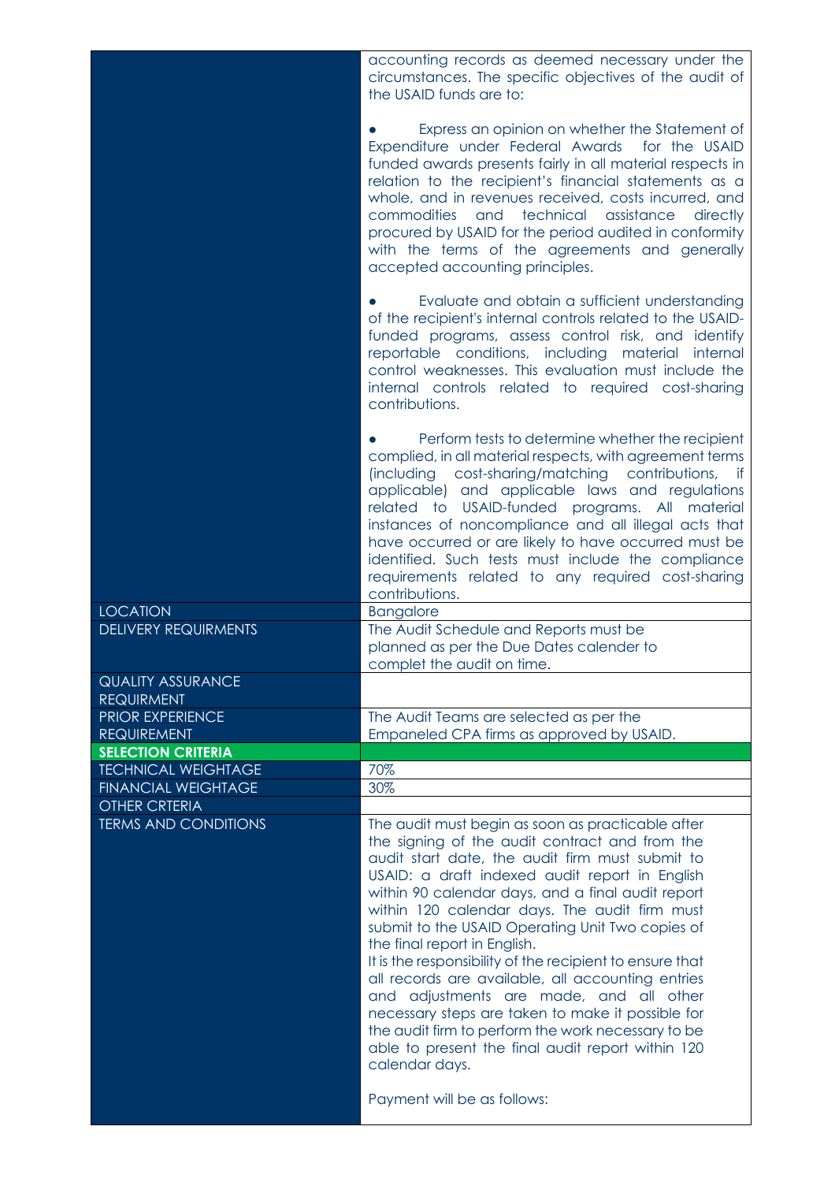| | |
|---|---|
| | accounting records as deemed necessary under the circumstances. The specific objectives of the audit of the USAID funds are to:<br><br>● Express an opinion on whether the Statement of Expenditure under Federal Awards for the USAID funded awards presents fairly in all material respects in relation to the recipient's financial statements as a whole, and in revenues received, costs incurred, and commodities and technical assistance directly procured by USAID for the period audited in conformity with the terms of the agreements and generally accepted accounting principles.<br><br>● Evaluate and obtain a sufficient understanding of the recipient's internal controls related to the USAID-funded programs, assess control risk, and identify reportable conditions, including material internal control weaknesses. This evaluation must include the internal controls related to required cost-sharing contributions.<br><br>● Perform tests to determine whether the recipient complied, in all material respects, with agreement terms (including cost-sharing/matching contributions, if applicable) and applicable laws and regulations related to USAID-funded programs. All material instances of noncompliance and all illegal acts that have occurred or are likely to have occurred must be identified. Such tests must include the compliance requirements related to any required cost-sharing contributions. |
| LOCATION | Bangalore |
| DELIVERY REQUIRMENTS | The Audit Schedule and Reports must be planned as per the Due Dates calender to complet the audit on time. |
| QUALITY ASSURANCE REQUIRMENT | |
| PRIOR EXPERIENCE REQUIREMENT | The Audit Teams are selected as per the Empaneled CPA firms as approved by USAID. |
| **SELECTION CRITERIA** | |
| TECHNICAL WEIGHTAGE | 70% |
| FINANCIAL WEIGHTAGE | 30% |
| OTHER CRTERIA | |
| TERMS AND CONDITIONS | The audit must begin as soon as practicable after the signing of the audit contract and from the audit start date, the audit firm must submit to USAID: a draft indexed audit report in English within 90 calendar days, and a final audit report within 120 calendar days. The audit firm must submit to the USAID Operating Unit Two copies of the final report in English.<br>It is the responsibility of the recipient to ensure that all records are available, all accounting entries and adjustments are made, and all other necessary steps are taken to make it possible for the audit firm to perform the work necessary to be able to present the final audit report within 120 calendar days.<br><br>Payment will be as follows: |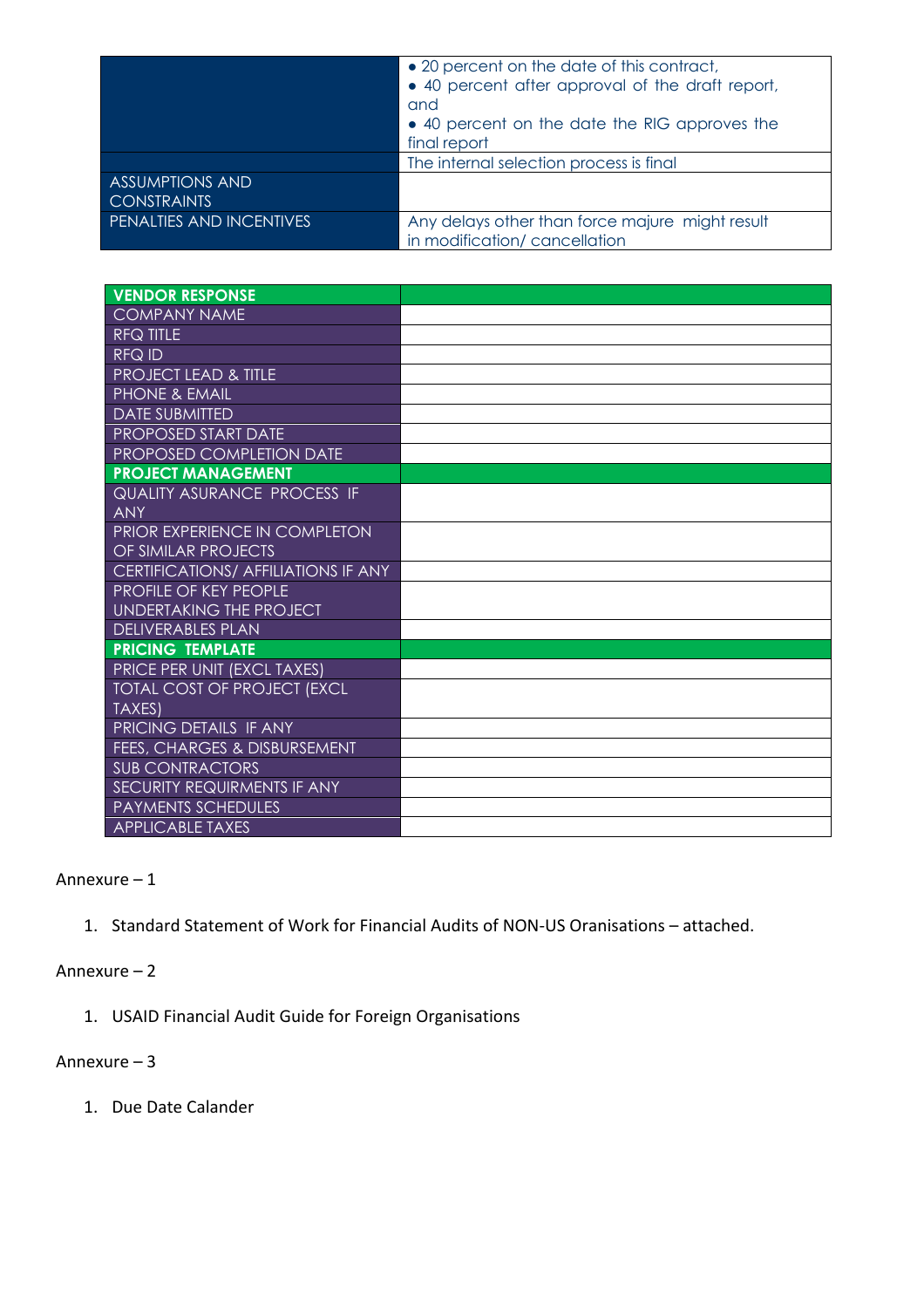| | |
|---|---|
| | • 20 percent on the date of this contract,<br>• 40 percent after approval of the draft report, and<br>• 40 percent on the date the RIG approves the final report |
| | The internal selection process is final |
| ASSUMPTIONS AND CONSTRAINTS | |
| PENALTIES AND INCENTIVES | Any delays other than force majure might result in modification/ cancellation |

| **VENDOR RESPONSE** | |
|---|---|
| COMPANY NAME | |
| RFQ TITLE | |
| RFQ ID | |
| PROJECT LEAD & TITLE | |
| PHONE & EMAIL | |
| DATE SUBMITTED | |
| PROPOSED START DATE | |
| PROPOSED COMPLETION DATE | |
| **PROJECT MANAGEMENT** | |
| QUALITY ASURANCE PROCESS IF ANY | |
| PRIOR EXPERIENCE IN COMPLETON OF SIMILAR PROJECTS | |
| CERTIFICATIONS/ AFFILIATIONS IF ANY | |
| PROFILE OF KEY PEOPLE UNDERTAKING THE PROJECT | |
| DELIVERABLES PLAN | |
| **PRICING TEMPLATE** | |
| PRICE PER UNIT (EXCL TAXES) | |
| TOTAL COST OF PROJECT (EXCL TAXES) | |
| PRICING DETAILS IF ANY | |
| FEES, CHARGES & DISBURSEMENT | |
| SUB CONTRACTORS | |
| SECURITY REQUIRMENTS IF ANY | |
| PAYMENTS SCHEDULES | |
| APPLICABLE TAXES | |

Annexure – 1

1. Standard Statement of Work for Financial Audits of NON-US Oranisations – attached.

Annexure – 2

1. USAID Financial Audit Guide for Foreign Organisations

Annexure – 3

1. Due Date Calander